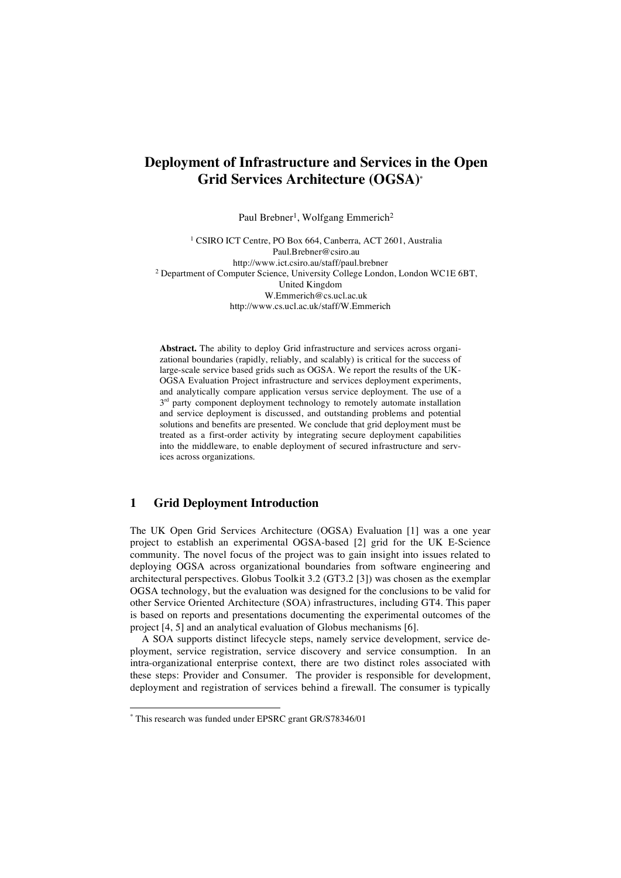# Deployment of Infrastructure and Services in the Open Grid Services Architecture (OGSA)*

Paul Brebner[1], Wolfgang Emmerich[2]

[1] CSIRO ICT Centre, PO Box 664, Canberra, ACT 2601, Australia
Paul.Brebner@csiro.au
http://www.ict.csiro.au/staff/paul.brebner

[2] Department of Computer Science, University College London, London WC1E 6BT, United Kingdom
W.Emmerich@cs.ucl.ac.uk
http://www.cs.ucl.ac.uk/staff/W.Emmerich

**Abstract.** The ability to deploy Grid infrastructure and services across organizational boundaries (rapidly, reliably, and scalably) is critical for the success of large-scale service based grids such as OGSA. We report the results of the UK-OGSA Evaluation Project infrastructure and services deployment experiments, and analytically compare application versus service deployment. The use of a 3rd party component deployment technology to remotely automate installation and service deployment is discussed, and outstanding problems and potential solutions and benefits are presented. We conclude that grid deployment must be treated as a first-order activity by integrating secure deployment capabilities into the middleware, to enable deployment of secured infrastructure and services across organizations.

## 1 Grid Deployment Introduction

The UK Open Grid Services Architecture (OGSA) Evaluation [1] was a one year project to establish an experimental OGSA-based [2] grid for the UK E-Science community. The novel focus of the project was to gain insight into issues related to deploying OGSA across organizational boundaries from software engineering and architectural perspectives. Globus Toolkit 3.2 (GT3.2 [3]) was chosen as the exemplar OGSA technology, but the evaluation was designed for the conclusions to be valid for other Service Oriented Architecture (SOA) infrastructures, including GT4. This paper is based on reports and presentations documenting the experimental outcomes of the project [4, 5] and an analytical evaluation of Globus mechanisms [6].

A SOA supports distinct lifecycle steps, namely service development, service deployment, service registration, service discovery and service consumption. In an intra-organizational enterprise context, there are two distinct roles associated with these steps: Provider and Consumer. The provider is responsible for development, deployment and registration of services behind a firewall. The consumer is typically

---

* This research was funded under EPSRC grant GR/S78346/01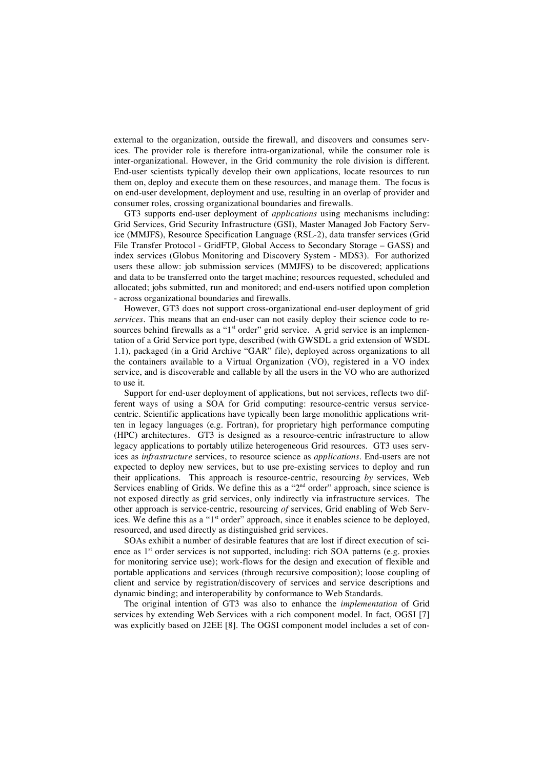external to the organization, outside the firewall, and discovers and consumes services. The provider role is therefore intra-organizational, while the consumer role is inter-organizational. However, in the Grid community the role division is different. End-user scientists typically develop their own applications, locate resources to run them on, deploy and execute them on these resources, and manage them. The focus is on end-user development, deployment and use, resulting in an overlap of provider and consumer roles, crossing organizational boundaries and firewalls.

GT3 supports end-user deployment of *applications* using mechanisms including: Grid Services, Grid Security Infrastructure (GSI), Master Managed Job Factory Service (MMJFS), Resource Specification Language (RSL-2), data transfer services (Grid File Transfer Protocol - GridFTP, Global Access to Secondary Storage – GASS) and index services (Globus Monitoring and Discovery System - MDS3). For authorized users these allow: job submission services (MMJFS) to be discovered; applications and data to be transferred onto the target machine; resources requested, scheduled and allocated; jobs submitted, run and monitored; and end-users notified upon completion - across organizational boundaries and firewalls.

However, GT3 does not support cross-organizational end-user deployment of grid *services*. This means that an end-user can not easily deploy their science code to resources behind firewalls as a "1st order" grid service. A grid service is an implementation of a Grid Service port type, described (with GWSDL a grid extension of WSDL 1.1), packaged (in a Grid Archive "GAR" file), deployed across organizations to all the containers available to a Virtual Organization (VO), registered in a VO index service, and is discoverable and callable by all the users in the VO who are authorized to use it.

Support for end-user deployment of applications, but not services, reflects two different ways of using a SOA for Grid computing: resource-centric versus service-centric. Scientific applications have typically been large monolithic applications written in legacy languages (e.g. Fortran), for proprietary high performance computing (HPC) architectures. GT3 is designed as a resource-centric infrastructure to allow legacy applications to portably utilize heterogeneous Grid resources. GT3 uses services as *infrastructure* services, to resource science as *applications*. End-users are not expected to deploy new services, but to use pre-existing services to deploy and run their applications. This approach is resource-centric, resourcing *by* services, Web Services enabling of Grids. We define this as a "2nd order" approach, since science is not exposed directly as grid services, only indirectly via infrastructure services. The other approach is service-centric, resourcing *of* services, Grid enabling of Web Services. We define this as a "1st order" approach, since it enables science to be deployed, resourced, and used directly as distinguished grid services.

SOAs exhibit a number of desirable features that are lost if direct execution of science as 1st order services is not supported, including: rich SOA patterns (e.g. proxies for monitoring service use); work-flows for the design and execution of flexible and portable applications and services (through recursive composition); loose coupling of client and service by registration/discovery of services and service descriptions and dynamic binding; and interoperability by conformance to Web Standards.

The original intention of GT3 was also to enhance the *implementation* of Grid services by extending Web Services with a rich component model. In fact, OGSI [7] was explicitly based on J2EE [8]. The OGSI component model includes a set of con-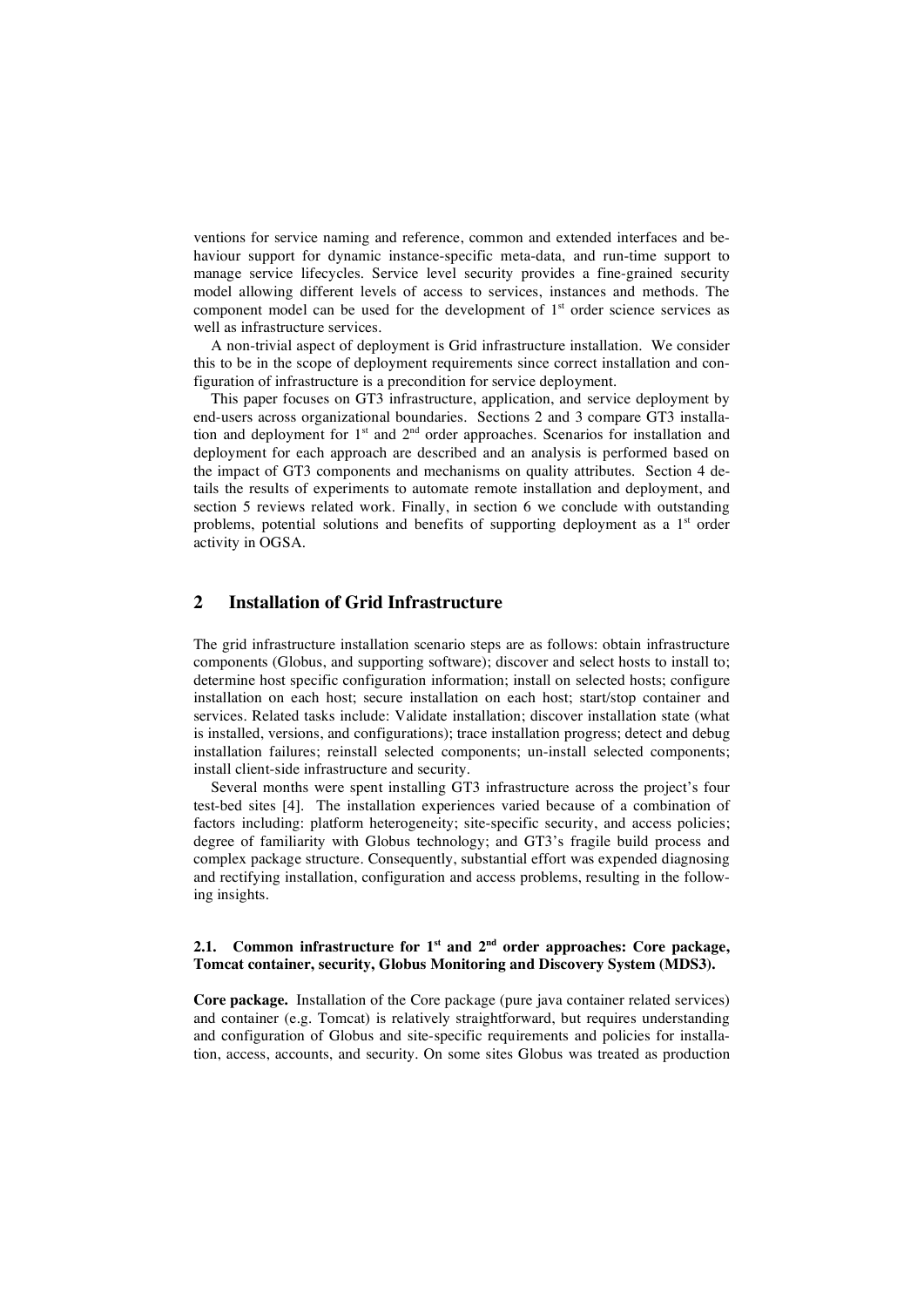ventions for service naming and reference, common and extended interfaces and behaviour support for dynamic instance-specific meta-data, and run-time support to manage service lifecycles. Service level security provides a fine-grained security model allowing different levels of access to services, instances and methods. The component model can be used for the development of 1st order science services as well as infrastructure services.

A non-trivial aspect of deployment is Grid infrastructure installation. We consider this to be in the scope of deployment requirements since correct installation and configuration of infrastructure is a precondition for service deployment.

This paper focuses on GT3 infrastructure, application, and service deployment by end-users across organizational boundaries. Sections 2 and 3 compare GT3 installation and deployment for 1st and 2nd order approaches. Scenarios for installation and deployment for each approach are described and an analysis is performed based on the impact of GT3 components and mechanisms on quality attributes. Section 4 details the results of experiments to automate remote installation and deployment, and section 5 reviews related work. Finally, in section 6 we conclude with outstanding problems, potential solutions and benefits of supporting deployment as a 1st order activity in OGSA.

## 2 Installation of Grid Infrastructure

The grid infrastructure installation scenario steps are as follows: obtain infrastructure components (Globus, and supporting software); discover and select hosts to install to; determine host specific configuration information; install on selected hosts; configure installation on each host; secure installation on each host; start/stop container and services. Related tasks include: Validate installation; discover installation state (what is installed, versions, and configurations); trace installation progress; detect and debug installation failures; reinstall selected components; un-install selected components; install client-side infrastructure and security.

Several months were spent installing GT3 infrastructure across the project's four test-bed sites [4]. The installation experiences varied because of a combination of factors including: platform heterogeneity; site-specific security, and access policies; degree of familiarity with Globus technology; and GT3's fragile build process and complex package structure. Consequently, substantial effort was expended diagnosing and rectifying installation, configuration and access problems, resulting in the following insights.

### 2.1. Common infrastructure for 1st and 2nd order approaches: Core package, Tomcat container, security, Globus Monitoring and Discovery System (MDS3).

**Core package.** Installation of the Core package (pure java container related services) and container (e.g. Tomcat) is relatively straightforward, but requires understanding and configuration of Globus and site-specific requirements and policies for installation, access, accounts, and security. On some sites Globus was treated as production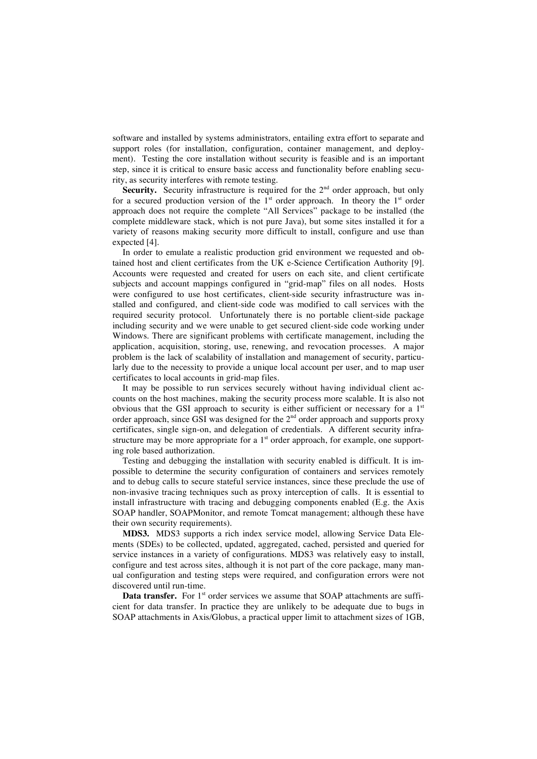software and installed by systems administrators, entailing extra effort to separate and support roles (for installation, configuration, container management, and deployment). Testing the core installation without security is feasible and is an important step, since it is critical to ensure basic access and functionality before enabling security, as security interferes with remote testing.

**Security.** Security infrastructure is required for the 2nd order approach, but only for a secured production version of the 1st order approach. In theory the 1st order approach does not require the complete "All Services" package to be installed (the complete middleware stack, which is not pure Java), but some sites installed it for a variety of reasons making security more difficult to install, configure and use than expected [4].

In order to emulate a realistic production grid environment we requested and obtained host and client certificates from the UK e-Science Certification Authority [9]. Accounts were requested and created for users on each site, and client certificate subjects and account mappings configured in "grid-map" files on all nodes. Hosts were configured to use host certificates, client-side security infrastructure was installed and configured, and client-side code was modified to call services with the required security protocol. Unfortunately there is no portable client-side package including security and we were unable to get secured client-side code working under Windows. There are significant problems with certificate management, including the application, acquisition, storing, use, renewing, and revocation processes. A major problem is the lack of scalability of installation and management of security, particularly due to the necessity to provide a unique local account per user, and to map user certificates to local accounts in grid-map files.

It may be possible to run services securely without having individual client accounts on the host machines, making the security process more scalable. It is also not obvious that the GSI approach to security is either sufficient or necessary for a 1st order approach, since GSI was designed for the 2nd order approach and supports proxy certificates, single sign-on, and delegation of credentials. A different security infrastructure may be more appropriate for a 1st order approach, for example, one supporting role based authorization.

Testing and debugging the installation with security enabled is difficult. It is impossible to determine the security configuration of containers and services remotely and to debug calls to secure stateful service instances, since these preclude the use of non-invasive tracing techniques such as proxy interception of calls. It is essential to install infrastructure with tracing and debugging components enabled (E.g. the Axis SOAP handler, SOAPMonitor, and remote Tomcat management; although these have their own security requirements).

**MDS3.** MDS3 supports a rich index service model, allowing Service Data Elements (SDEs) to be collected, updated, aggregated, cached, persisted and queried for service instances in a variety of configurations. MDS3 was relatively easy to install, configure and test across sites, although it is not part of the core package, many manual configuration and testing steps were required, and configuration errors were not discovered until run-time.

**Data transfer.** For 1st order services we assume that SOAP attachments are sufficient for data transfer. In practice they are unlikely to be adequate due to bugs in SOAP attachments in Axis/Globus, a practical upper limit to attachment sizes of 1GB,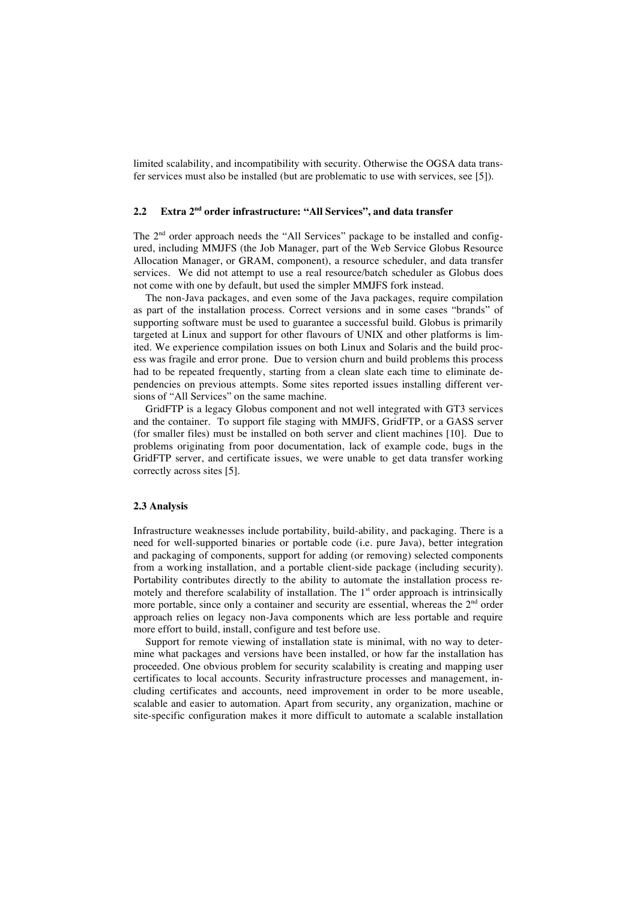limited scalability, and incompatibility with security. Otherwise the OGSA data transfer services must also be installed (but are problematic to use with services, see [5]).

### 2.2 Extra 2nd order infrastructure: "All Services", and data transfer

The 2nd order approach needs the "All Services" package to be installed and configured, including MMJFS (the Job Manager, part of the Web Service Globus Resource Allocation Manager, or GRAM, component), a resource scheduler, and data transfer services. We did not attempt to use a real resource/batch scheduler as Globus does not come with one by default, but used the simpler MMJFS fork instead.

The non-Java packages, and even some of the Java packages, require compilation as part of the installation process. Correct versions and in some cases "brands" of supporting software must be used to guarantee a successful build. Globus is primarily targeted at Linux and support for other flavours of UNIX and other platforms is limited. We experience compilation issues on both Linux and Solaris and the build process was fragile and error prone. Due to version churn and build problems this process had to be repeated frequently, starting from a clean slate each time to eliminate dependencies on previous attempts. Some sites reported issues installing different versions of "All Services" on the same machine.

GridFTP is a legacy Globus component and not well integrated with GT3 services and the container. To support file staging with MMJFS, GridFTP, or a GASS server (for smaller files) must be installed on both server and client machines [10]. Due to problems originating from poor documentation, lack of example code, bugs in the GridFTP server, and certificate issues, we were unable to get data transfer working correctly across sites [5].

### 2.3 Analysis

Infrastructure weaknesses include portability, build-ability, and packaging. There is a need for well-supported binaries or portable code (i.e. pure Java), better integration and packaging of components, support for adding (or removing) selected components from a working installation, and a portable client-side package (including security). Portability contributes directly to the ability to automate the installation process remotely and therefore scalability of installation. The 1st order approach is intrinsically more portable, since only a container and security are essential, whereas the 2nd order approach relies on legacy non-Java components which are less portable and require more effort to build, install, configure and test before use.

Support for remote viewing of installation state is minimal, with no way to determine what packages and versions have been installed, or how far the installation has proceeded. One obvious problem for security scalability is creating and mapping user certificates to local accounts. Security infrastructure processes and management, including certificates and accounts, need improvement in order to be more useable, scalable and easier to automation. Apart from security, any organization, machine or site-specific configuration makes it more difficult to automate a scalable installation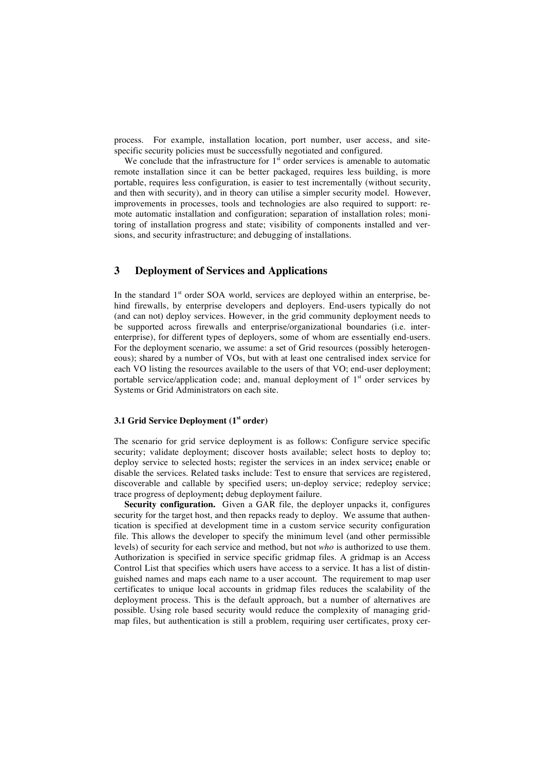process. For example, installation location, port number, user access, and site-specific security policies must be successfully negotiated and configured.

We conclude that the infrastructure for 1st order services is amenable to automatic remote installation since it can be better packaged, requires less building, is more portable, requires less configuration, is easier to test incrementally (without security, and then with security), and in theory can utilise a simpler security model. However, improvements in processes, tools and technologies are also required to support: remote automatic installation and configuration; separation of installation roles; monitoring of installation progress and state; visibility of components installed and versions, and security infrastructure; and debugging of installations.

## 3 Deployment of Services and Applications

In the standard 1st order SOA world, services are deployed within an enterprise, behind firewalls, by enterprise developers and deployers. End-users typically do not (and can not) deploy services. However, in the grid community deployment needs to be supported across firewalls and enterprise/organizational boundaries (i.e. inter-enterprise), for different types of deployers, some of whom are essentially end-users. For the deployment scenario, we assume: a set of Grid resources (possibly heterogeneous); shared by a number of VOs, but with at least one centralised index service for each VO listing the resources available to the users of that VO; end-user deployment; portable service/application code; and, manual deployment of 1st order services by Systems or Grid Administrators on each site.

### 3.1 Grid Service Deployment (1st order)

The scenario for grid service deployment is as follows: Configure service specific security; validate deployment; discover hosts available; select hosts to deploy to; deploy service to selected hosts; register the services in an index service**;** enable or disable the services. Related tasks include: Test to ensure that services are registered, discoverable and callable by specified users; un-deploy service; redeploy service; trace progress of deployment**;** debug deployment failure.

**Security configuration.** Given a GAR file, the deployer unpacks it, configures security for the target host, and then repacks ready to deploy. We assume that authentication is specified at development time in a custom service security configuration file. This allows the developer to specify the minimum level (and other permissible levels) of security for each service and method, but not *who* is authorized to use them. Authorization is specified in service specific gridmap files. A gridmap is an Access Control List that specifies which users have access to a service. It has a list of distinguished names and maps each name to a user account. The requirement to map user certificates to unique local accounts in gridmap files reduces the scalability of the deployment process. This is the default approach, but a number of alternatives are possible. Using role based security would reduce the complexity of managing gridmap files, but authentication is still a problem, requiring user certificates, proxy cer-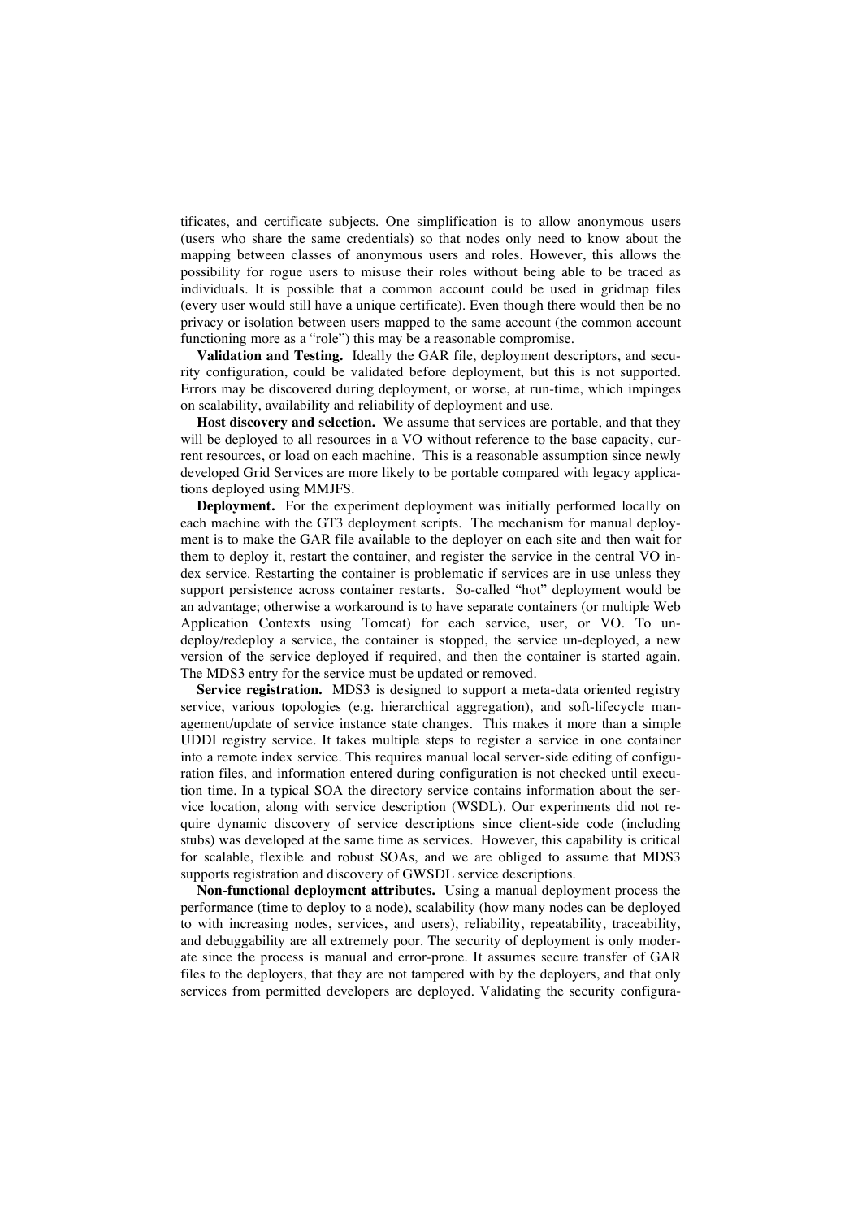tificates, and certificate subjects. One simplification is to allow anonymous users (users who share the same credentials) so that nodes only need to know about the mapping between classes of anonymous users and roles. However, this allows the possibility for rogue users to misuse their roles without being able to be traced as individuals. It is possible that a common account could be used in gridmap files (every user would still have a unique certificate). Even though there would then be no privacy or isolation between users mapped to the same account (the common account functioning more as a "role") this may be a reasonable compromise.

**Validation and Testing.** Ideally the GAR file, deployment descriptors, and security configuration, could be validated before deployment, but this is not supported. Errors may be discovered during deployment, or worse, at run-time, which impinges on scalability, availability and reliability of deployment and use.

**Host discovery and selection.** We assume that services are portable, and that they will be deployed to all resources in a VO without reference to the base capacity, current resources, or load on each machine. This is a reasonable assumption since newly developed Grid Services are more likely to be portable compared with legacy applications deployed using MMJFS.

**Deployment.** For the experiment deployment was initially performed locally on each machine with the GT3 deployment scripts. The mechanism for manual deployment is to make the GAR file available to the deployer on each site and then wait for them to deploy it, restart the container, and register the service in the central VO index service. Restarting the container is problematic if services are in use unless they support persistence across container restarts. So-called "hot" deployment would be an advantage; otherwise a workaround is to have separate containers (or multiple Web Application Contexts using Tomcat) for each service, user, or VO. To undeploy/redeploy a service, the container is stopped, the service un-deployed, a new version of the service deployed if required, and then the container is started again. The MDS3 entry for the service must be updated or removed.

**Service registration.** MDS3 is designed to support a meta-data oriented registry service, various topologies (e.g. hierarchical aggregation), and soft-lifecycle management/update of service instance state changes. This makes it more than a simple UDDI registry service. It takes multiple steps to register a service in one container into a remote index service. This requires manual local server-side editing of configuration files, and information entered during configuration is not checked until execution time. In a typical SOA the directory service contains information about the service location, along with service description (WSDL). Our experiments did not require dynamic discovery of service descriptions since client-side code (including stubs) was developed at the same time as services. However, this capability is critical for scalable, flexible and robust SOAs, and we are obliged to assume that MDS3 supports registration and discovery of GWSDL service descriptions.

**Non-functional deployment attributes.** Using a manual deployment process the performance (time to deploy to a node), scalability (how many nodes can be deployed to with increasing nodes, services, and users), reliability, repeatability, traceability, and debuggability are all extremely poor. The security of deployment is only moderate since the process is manual and error-prone. It assumes secure transfer of GAR files to the deployers, that they are not tampered with by the deployers, and that only services from permitted developers are deployed. Validating the security configura-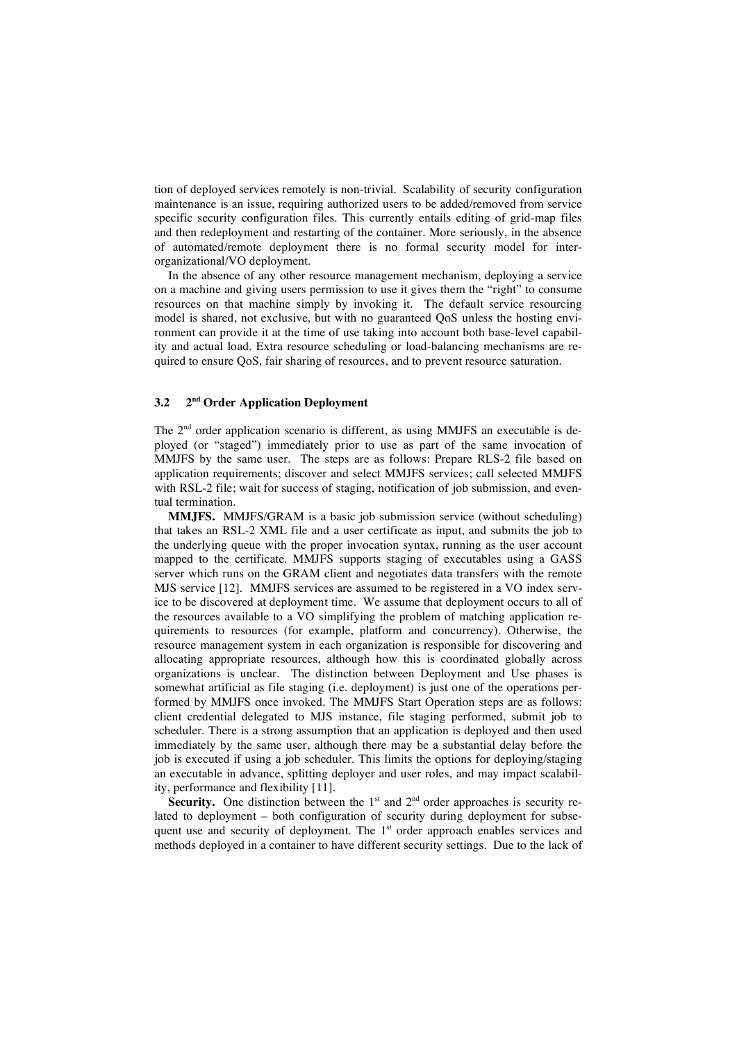tion of deployed services remotely is non-trivial. Scalability of security configuration maintenance is an issue, requiring authorized users to be added/removed from service specific security configuration files. This currently entails editing of grid-map files and then redeployment and restarting of the container. More seriously, in the absence of automated/remote deployment there is no formal security model for inter-organizational/VO deployment.

In the absence of any other resource management mechanism, deploying a service on a machine and giving users permission to use it gives them the "right" to consume resources on that machine simply by invoking it. The default service resourcing model is shared, not exclusive, but with no guaranteed QoS unless the hosting environment can provide it at the time of use taking into account both base-level capability and actual load. Extra resource scheduling or load-balancing mechanisms are required to ensure QoS, fair sharing of resources, and to prevent resource saturation.

### 3.2 2nd Order Application Deployment

The 2nd order application scenario is different, as using MMJFS an executable is deployed (or "staged") immediately prior to use as part of the same invocation of MMJFS by the same user. The steps are as follows: Prepare RLS-2 file based on application requirements; discover and select MMJFS services; call selected MMJFS with RSL-2 file; wait for success of staging, notification of job submission, and eventual termination.

**MMJFS.** MMJFS/GRAM is a basic job submission service (without scheduling) that takes an RSL-2 XML file and a user certificate as input, and submits the job to the underlying queue with the proper invocation syntax, running as the user account mapped to the certificate. MMJFS supports staging of executables using a GASS server which runs on the GRAM client and negotiates data transfers with the remote MJS service [12]. MMJFS services are assumed to be registered in a VO index service to be discovered at deployment time. We assume that deployment occurs to all of the resources available to a VO simplifying the problem of matching application requirements to resources (for example, platform and concurrency). Otherwise, the resource management system in each organization is responsible for discovering and allocating appropriate resources, although how this is coordinated globally across organizations is unclear. The distinction between Deployment and Use phases is somewhat artificial as file staging (i.e. deployment) is just one of the operations performed by MMJFS once invoked. The MMJFS Start Operation steps are as follows: client credential delegated to MJS instance, file staging performed, submit job to scheduler. There is a strong assumption that an application is deployed and then used immediately by the same user, although there may be a substantial delay before the job is executed if using a job scheduler. This limits the options for deploying/staging an executable in advance, splitting deployer and user roles, and may impact scalability, performance and flexibility [11].

**Security.** One distinction between the 1st and 2nd order approaches is security related to deployment – both configuration of security during deployment for subsequent use and security of deployment. The 1st order approach enables services and methods deployed in a container to have different security settings. Due to the lack of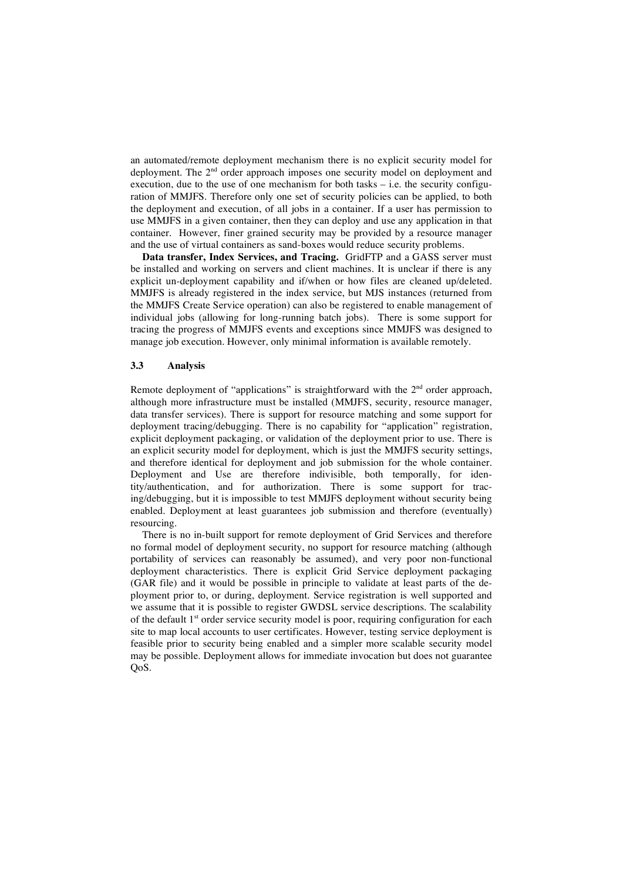an automated/remote deployment mechanism there is no explicit security model for deployment. The 2nd order approach imposes one security model on deployment and execution, due to the use of one mechanism for both tasks – i.e. the security configuration of MMJFS. Therefore only one set of security policies can be applied, to both the deployment and execution, of all jobs in a container. If a user has permission to use MMJFS in a given container, then they can deploy and use any application in that container. However, finer grained security may be provided by a resource manager and the use of virtual containers as sand-boxes would reduce security problems.

**Data transfer, Index Services, and Tracing.** GridFTP and a GASS server must be installed and working on servers and client machines. It is unclear if there is any explicit un-deployment capability and if/when or how files are cleaned up/deleted. MMJFS is already registered in the index service, but MJS instances (returned from the MMJFS Create Service operation) can also be registered to enable management of individual jobs (allowing for long-running batch jobs). There is some support for tracing the progress of MMJFS events and exceptions since MMJFS was designed to manage job execution. However, only minimal information is available remotely.

### 3.3 Analysis

Remote deployment of "applications" is straightforward with the 2nd order approach, although more infrastructure must be installed (MMJFS, security, resource manager, data transfer services). There is support for resource matching and some support for deployment tracing/debugging. There is no capability for "application" registration, explicit deployment packaging, or validation of the deployment prior to use. There is an explicit security model for deployment, which is just the MMJFS security settings, and therefore identical for deployment and job submission for the whole container. Deployment and Use are therefore indivisible, both temporally, for identity/authentication, and for authorization. There is some support for tracing/debugging, but it is impossible to test MMJFS deployment without security being enabled. Deployment at least guarantees job submission and therefore (eventually) resourcing.

There is no in-built support for remote deployment of Grid Services and therefore no formal model of deployment security, no support for resource matching (although portability of services can reasonably be assumed), and very poor non-functional deployment characteristics. There is explicit Grid Service deployment packaging (GAR file) and it would be possible in principle to validate at least parts of the deployment prior to, or during, deployment. Service registration is well supported and we assume that it is possible to register GWDSL service descriptions. The scalability of the default 1st order service security model is poor, requiring configuration for each site to map local accounts to user certificates. However, testing service deployment is feasible prior to security being enabled and a simpler more scalable security model may be possible. Deployment allows for immediate invocation but does not guarantee QoS.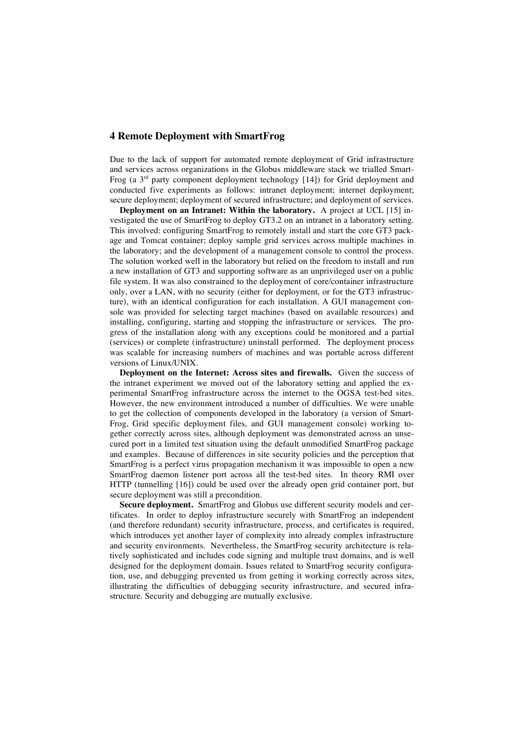## 4 Remote Deployment with SmartFrog

Due to the lack of support for automated remote deployment of Grid infrastructure and services across organizations in the Globus middleware stack we trialled SmartFrog (a 3rd party component deployment technology [14]) for Grid deployment and conducted five experiments as follows: intranet deployment; internet deployment; secure deployment; deployment of secured infrastructure; and deployment of services.

**Deployment on an Intranet: Within the laboratory.** A project at UCL [15] investigated the use of SmartFrog to deploy GT3.2 on an intranet in a laboratory setting. This involved: configuring SmartFrog to remotely install and start the core GT3 package and Tomcat container; deploy sample grid services across multiple machines in the laboratory; and the development of a management console to control the process. The solution worked well in the laboratory but relied on the freedom to install and run a new installation of GT3 and supporting software as an unprivileged user on a public file system. It was also constrained to the deployment of core/container infrastructure only, over a LAN, with no security (either for deployment, or for the GT3 infrastructure), with an identical configuration for each installation. A GUI management console was provided for selecting target machines (based on available resources) and installing, configuring, starting and stopping the infrastructure or services. The progress of the installation along with any exceptions could be monitored and a partial (services) or complete (infrastructure) uninstall performed. The deployment process was scalable for increasing numbers of machines and was portable across different versions of Linux/UNIX.

**Deployment on the Internet: Across sites and firewalls.** Given the success of the intranet experiment we moved out of the laboratory setting and applied the experimental SmartFrog infrastructure across the internet to the OGSA test-bed sites. However, the new environment introduced a number of difficulties. We were unable to get the collection of components developed in the laboratory (a version of SmartFrog, Grid specific deployment files, and GUI management console) working together correctly across sites, although deployment was demonstrated across an unsecured port in a limited test situation using the default unmodified SmartFrog package and examples. Because of differences in site security policies and the perception that SmartFrog is a perfect virus propagation mechanism it was impossible to open a new SmartFrog daemon listener port across all the test-bed sites. In theory RMI over HTTP (tunnelling [16]) could be used over the already open grid container port, but secure deployment was still a precondition.

**Secure deployment.** SmartFrog and Globus use different security models and certificates. In order to deploy infrastructure securely with SmartFrog an independent (and therefore redundant) security infrastructure, process, and certificates is required, which introduces yet another layer of complexity into already complex infrastructure and security environments. Nevertheless, the SmartFrog security architecture is relatively sophisticated and includes code signing and multiple trust domains, and is well designed for the deployment domain. Issues related to SmartFrog security configuration, use, and debugging prevented us from getting it working correctly across sites, illustrating the difficulties of debugging security infrastructure, and secured infrastructure. Security and debugging are mutually exclusive.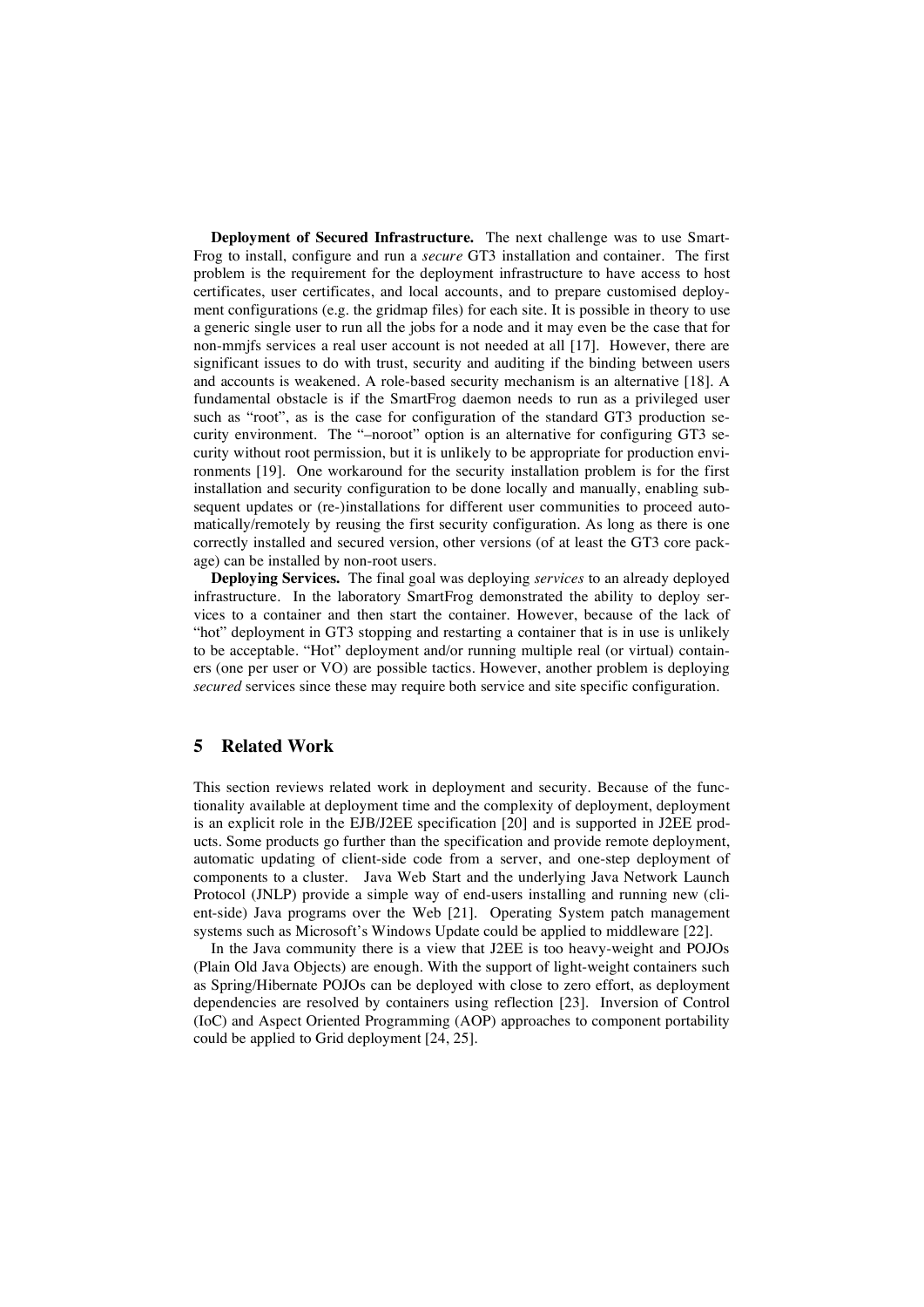**Deployment of Secured Infrastructure.** The next challenge was to use SmartFrog to install, configure and run a *secure* GT3 installation and container. The first problem is the requirement for the deployment infrastructure to have access to host certificates, user certificates, and local accounts, and to prepare customised deployment configurations (e.g. the gridmap files) for each site. It is possible in theory to use a generic single user to run all the jobs for a node and it may even be the case that for non-mmjfs services a real user account is not needed at all [17]. However, there are significant issues to do with trust, security and auditing if the binding between users and accounts is weakened. A role-based security mechanism is an alternative [18]. A fundamental obstacle is if the SmartFrog daemon needs to run as a privileged user such as "root", as is the case for configuration of the standard GT3 production security environment. The "–noroot" option is an alternative for configuring GT3 security without root permission, but it is unlikely to be appropriate for production environments [19]. One workaround for the security installation problem is for the first installation and security configuration to be done locally and manually, enabling subsequent updates or (re-)installations for different user communities to proceed automatically/remotely by reusing the first security configuration. As long as there is one correctly installed and secured version, other versions (of at least the GT3 core package) can be installed by non-root users.

**Deploying Services.** The final goal was deploying *services* to an already deployed infrastructure. In the laboratory SmartFrog demonstrated the ability to deploy services to a container and then start the container. However, because of the lack of "hot" deployment in GT3 stopping and restarting a container that is in use is unlikely to be acceptable. "Hot" deployment and/or running multiple real (or virtual) containers (one per user or VO) are possible tactics. However, another problem is deploying *secured* services since these may require both service and site specific configuration.

## 5 Related Work

This section reviews related work in deployment and security. Because of the functionality available at deployment time and the complexity of deployment, deployment is an explicit role in the EJB/J2EE specification [20] and is supported in J2EE products. Some products go further than the specification and provide remote deployment, automatic updating of client-side code from a server, and one-step deployment of components to a cluster. Java Web Start and the underlying Java Network Launch Protocol (JNLP) provide a simple way of end-users installing and running new (client-side) Java programs over the Web [21]. Operating System patch management systems such as Microsoft's Windows Update could be applied to middleware [22].

In the Java community there is a view that J2EE is too heavy-weight and POJOs (Plain Old Java Objects) are enough. With the support of light-weight containers such as Spring/Hibernate POJOs can be deployed with close to zero effort, as deployment dependencies are resolved by containers using reflection [23]. Inversion of Control (IoC) and Aspect Oriented Programming (AOP) approaches to component portability could be applied to Grid deployment [24, 25].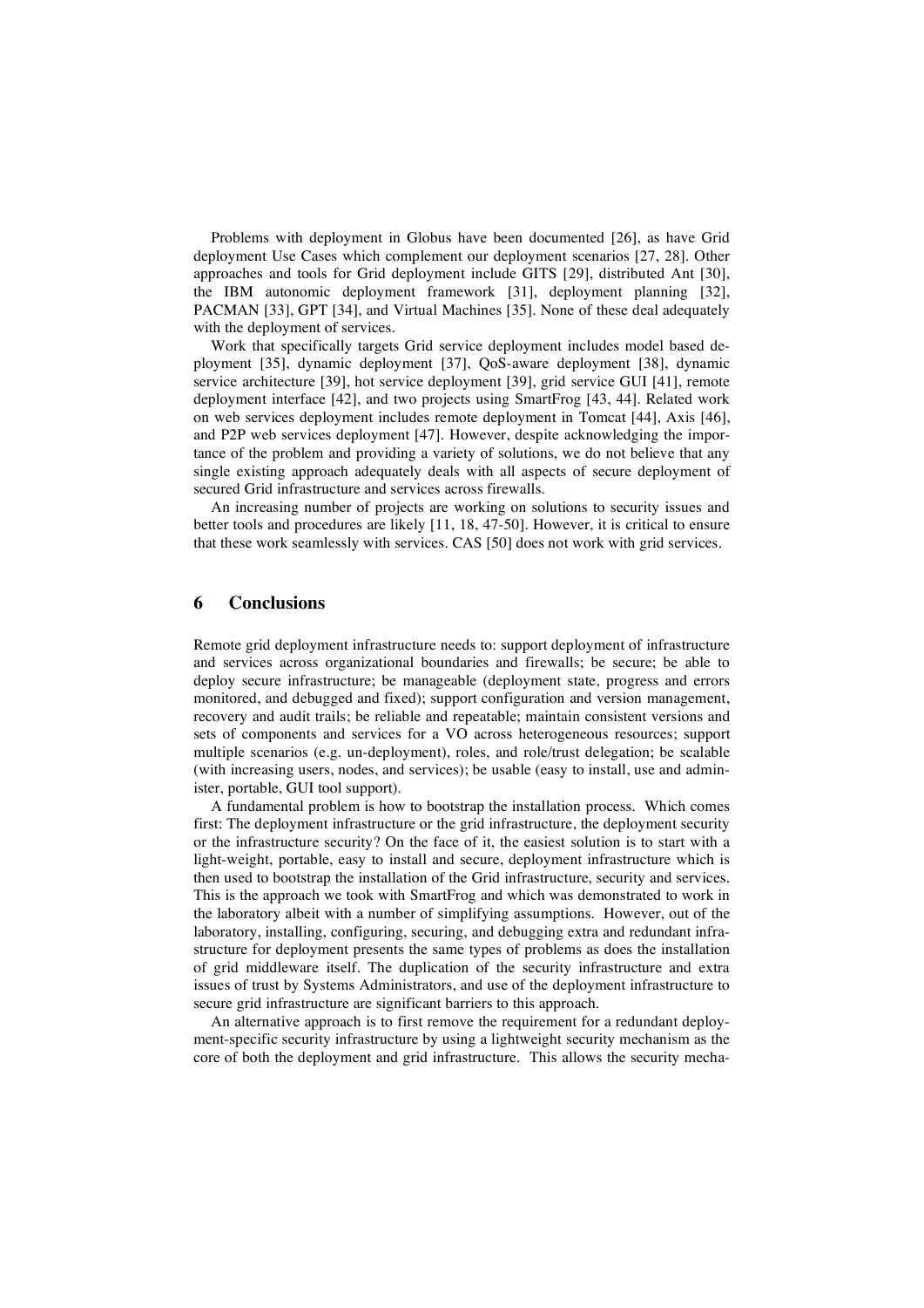Problems with deployment in Globus have been documented [26], as have Grid deployment Use Cases which complement our deployment scenarios [27, 28]. Other approaches and tools for Grid deployment include GITS [29], distributed Ant [30], the IBM autonomic deployment framework [31], deployment planning [32], PACMAN [33], GPT [34], and Virtual Machines [35]. None of these deal adequately with the deployment of services.

Work that specifically targets Grid service deployment includes model based deployment [35], dynamic deployment [37], QoS-aware deployment [38], dynamic service architecture [39], hot service deployment [39], grid service GUI [41], remote deployment interface [42], and two projects using SmartFrog [43, 44]. Related work on web services deployment includes remote deployment in Tomcat [44], Axis [46], and P2P web services deployment [47]. However, despite acknowledging the importance of the problem and providing a variety of solutions, we do not believe that any single existing approach adequately deals with all aspects of secure deployment of secured Grid infrastructure and services across firewalls.

An increasing number of projects are working on solutions to security issues and better tools and procedures are likely [11, 18, 47-50]. However, it is critical to ensure that these work seamlessly with services. CAS [50] does not work with grid services.

## 6 Conclusions

Remote grid deployment infrastructure needs to: support deployment of infrastructure and services across organizational boundaries and firewalls; be secure; be able to deploy secure infrastructure; be manageable (deployment state, progress and errors monitored, and debugged and fixed); support configuration and version management, recovery and audit trails; be reliable and repeatable; maintain consistent versions and sets of components and services for a VO across heterogeneous resources; support multiple scenarios (e.g. un-deployment), roles, and role/trust delegation; be scalable (with increasing users, nodes, and services); be usable (easy to install, use and administer, portable, GUI tool support).

A fundamental problem is how to bootstrap the installation process. Which comes first: The deployment infrastructure or the grid infrastructure, the deployment security or the infrastructure security? On the face of it, the easiest solution is to start with a light-weight, portable, easy to install and secure, deployment infrastructure which is then used to bootstrap the installation of the Grid infrastructure, security and services. This is the approach we took with SmartFrog and which was demonstrated to work in the laboratory albeit with a number of simplifying assumptions. However, out of the laboratory, installing, configuring, securing, and debugging extra and redundant infrastructure for deployment presents the same types of problems as does the installation of grid middleware itself. The duplication of the security infrastructure and extra issues of trust by Systems Administrators, and use of the deployment infrastructure to secure grid infrastructure are significant barriers to this approach.

An alternative approach is to first remove the requirement for a redundant deployment-specific security infrastructure by using a lightweight security mechanism as the core of both the deployment and grid infrastructure. This allows the security mecha-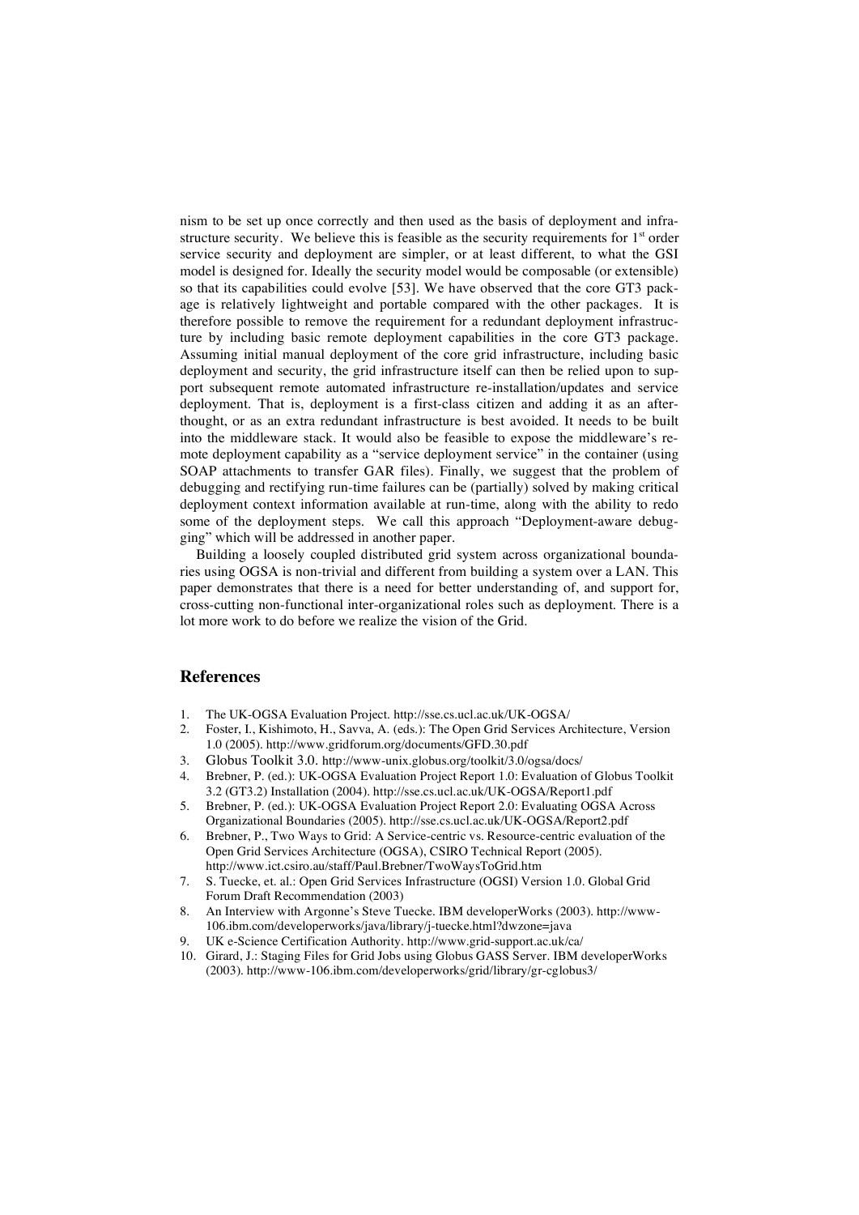nism to be set up once correctly and then used as the basis of deployment and infrastructure security. We believe this is feasible as the security requirements for 1st order service security and deployment are simpler, or at least different, to what the GSI model is designed for. Ideally the security model would be composable (or extensible) so that its capabilities could evolve [53]. We have observed that the core GT3 package is relatively lightweight and portable compared with the other packages. It is therefore possible to remove the requirement for a redundant deployment infrastructure by including basic remote deployment capabilities in the core GT3 package. Assuming initial manual deployment of the core grid infrastructure, including basic deployment and security, the grid infrastructure itself can then be relied upon to support subsequent remote automated infrastructure re-installation/updates and service deployment. That is, deployment is a first-class citizen and adding it as an afterthought, or as an extra redundant infrastructure is best avoided. It needs to be built into the middleware stack. It would also be feasible to expose the middleware's remote deployment capability as a "service deployment service" in the container (using SOAP attachments to transfer GAR files). Finally, we suggest that the problem of debugging and rectifying run-time failures can be (partially) solved by making critical deployment context information available at run-time, along with the ability to redo some of the deployment steps. We call this approach "Deployment-aware debugging" which will be addressed in another paper.

Building a loosely coupled distributed grid system across organizational boundaries using OGSA is non-trivial and different from building a system over a LAN. This paper demonstrates that there is a need for better understanding of, and support for, cross-cutting non-functional inter-organizational roles such as deployment. There is a lot more work to do before we realize the vision of the Grid.

## References

1. The UK-OGSA Evaluation Project. http://sse.cs.ucl.ac.uk/UK-OGSA/
2. Foster, I., Kishimoto, H., Savva, A. (eds.): The Open Grid Services Architecture, Version 1.0 (2005). http://www.gridforum.org/documents/GFD.30.pdf
3. Globus Toolkit 3.0. http://www-unix.globus.org/toolkit/3.0/ogsa/docs/
4. Brebner, P. (ed.): UK-OGSA Evaluation Project Report 1.0: Evaluation of Globus Toolkit 3.2 (GT3.2) Installation (2004). http://sse.cs.ucl.ac.uk/UK-OGSA/Report1.pdf
5. Brebner, P. (ed.): UK-OGSA Evaluation Project Report 2.0: Evaluating OGSA Across Organizational Boundaries (2005). http://sse.cs.ucl.ac.uk/UK-OGSA/Report2.pdf
6. Brebner, P., Two Ways to Grid: A Service-centric vs. Resource-centric evaluation of the Open Grid Services Architecture (OGSA), CSIRO Technical Report (2005). http://www.ict.csiro.au/staff/Paul.Brebner/TwoWaysToGrid.htm
7. S. Tuecke, et. al.: Open Grid Services Infrastructure (OGSI) Version 1.0. Global Grid Forum Draft Recommendation (2003)
8. An Interview with Argonne's Steve Tuecke. IBM developerWorks (2003). http://www-106.ibm.com/developerworks/java/library/j-tuecke.html?dwzone=java
9. UK e-Science Certification Authority. http://www.grid-support.ac.uk/ca/
10. Girard, J.: Staging Files for Grid Jobs using Globus GASS Server. IBM developerWorks (2003). http://www-106.ibm.com/developerworks/grid/library/gr-cglobus3/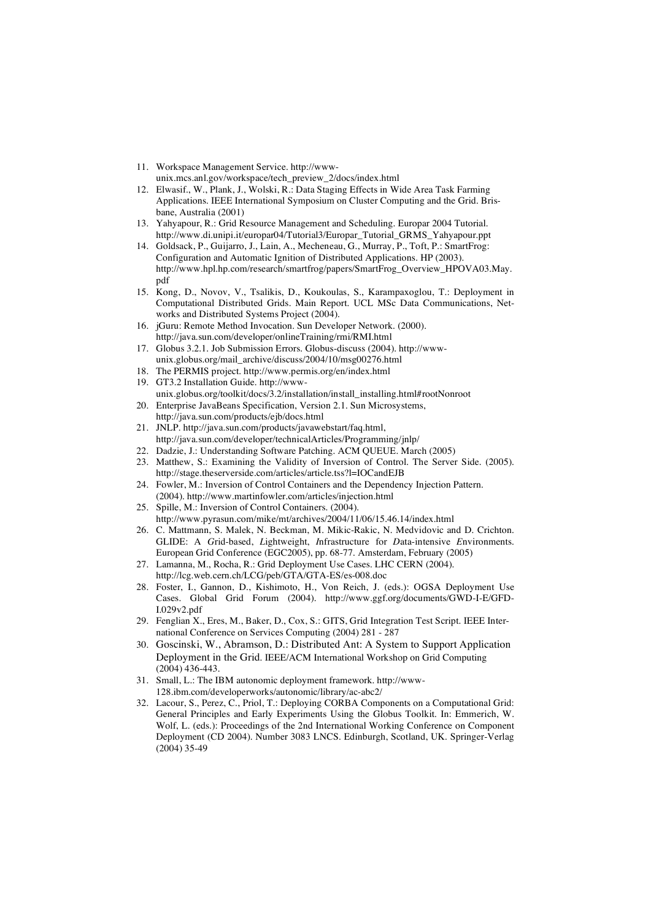11. Workspace Management Service. http://www-unix.mcs.anl.gov/workspace/tech_preview_2/docs/index.html
12. Elwasif., W., Plank, J., Wolski, R.: Data Staging Effects in Wide Area Task Farming Applications. IEEE International Symposium on Cluster Computing and the Grid. Brisbane, Australia (2001)
13. Yahyapour, R.: Grid Resource Management and Scheduling. Europar 2004 Tutorial. http://www.di.unipi.it/europar04/Tutorial3/Europar_Tutorial_GRMS_Yahyapour.ppt
14. Goldsack, P., Guijarro, J., Lain, A., Mecheneau, G., Murray, P., Toft, P.: SmartFrog: Configuration and Automatic Ignition of Distributed Applications. HP (2003). http://www.hpl.hp.com/research/smartfrog/papers/SmartFrog_Overview_HPOVA03.May.pdf
15. Kong, D., Novov, V., Tsalikis, D., Koukoulas, S., Karampaxoglou, T.: Deployment in Computational Distributed Grids. Main Report. UCL MSc Data Communications, Networks and Distributed Systems Project (2004).
16. jGuru: Remote Method Invocation. Sun Developer Network. (2000). http://java.sun.com/developer/onlineTraining/rmi/RMI.html
17. Globus 3.2.1. Job Submission Errors. Globus-discuss (2004). http://www-unix.globus.org/mail_archive/discuss/2004/10/msg00276.html
18. The PERMIS project. http://www.permis.org/en/index.html
19. GT3.2 Installation Guide. http://www-unix.globus.org/toolkit/docs/3.2/installation/install_installing.html#rootNonroot
20. Enterprise JavaBeans Specification, Version 2.1. Sun Microsystems, http://java.sun.com/products/ejb/docs.html
21. JNLP. http://java.sun.com/products/javawebstart/faq.html, http://java.sun.com/developer/technicalArticles/Programming/jnlp/
22. Dadzie, J.: Understanding Software Patching. ACM QUEUE. March (2005)
23. Matthew, S.: Examining the Validity of Inversion of Control. The Server Side. (2005). http://stage.theserverside.com/articles/article.tss?l=IOCandEJB
24. Fowler, M.: Inversion of Control Containers and the Dependency Injection Pattern. (2004). http://www.martinfowler.com/articles/injection.html
25. Spille, M.: Inversion of Control Containers. (2004). http://www.pyrasun.com/mike/mt/archives/2004/11/06/15.46.14/index.html
26. C. Mattmann, S. Malek, N. Beckman, M. Mikic-Rakic, N. Medvidovic and D. Crichton. GLIDE: A *G*rid-based, *L*ightweight, *I*nfrastructure for *D*ata-intensive *E*nvironments. European Grid Conference (EGC2005), pp. 68-77. Amsterdam, February (2005)
27. Lamanna, M., Rocha, R.: Grid Deployment Use Cases. LHC CERN (2004). http://lcg.web.cern.ch/LCG/peb/GTA/GTA-ES/es-008.doc
28. Foster, I., Gannon, D., Kishimoto, H., Von Reich, J. (eds.): OGSA Deployment Use Cases. Global Grid Forum (2004). http://www.ggf.org/documents/GWD-I-E/GFD-I.029v2.pdf
29. Fenglian X., Eres, M., Baker, D., Cox, S.: GITS, Grid Integration Test Script. IEEE International Conference on Services Computing (2004) 281 - 287
30. Goscinski, W., Abramson, D.: Distributed Ant: A System to Support Application Deployment in the Grid. IEEE/ACM International Workshop on Grid Computing (2004) 436-443.
31. Small, L.: The IBM autonomic deployment framework. http://www-128.ibm.com/developerworks/autonomic/library/ac-abc2/
32. Lacour, S., Perez, C., Priol, T.: Deploying CORBA Components on a Computational Grid: General Principles and Early Experiments Using the Globus Toolkit. In: Emmerich, W. Wolf, L. (eds.): Proceedings of the 2nd International Working Conference on Component Deployment (CD 2004). Number 3083 LNCS. Edinburgh, Scotland, UK. Springer-Verlag (2004) 35-49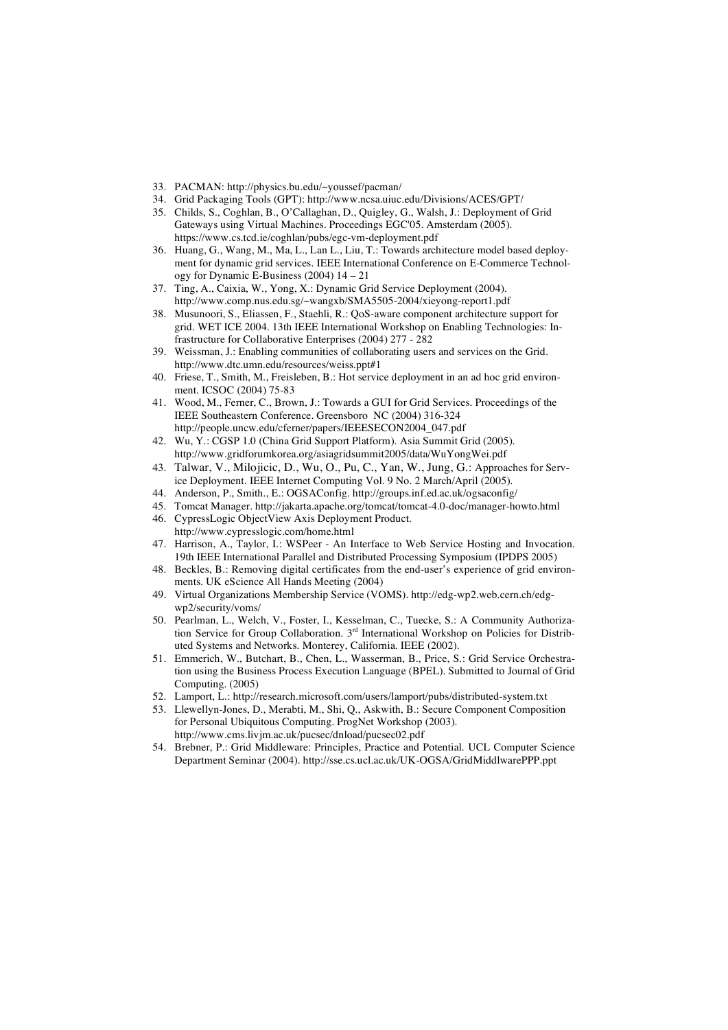33. PACMAN: http://physics.bu.edu/~youssef/pacman/
34. Grid Packaging Tools (GPT): http://www.ncsa.uiuc.edu/Divisions/ACES/GPT/
35. Childs, S., Coghlan, B., O'Callaghan, D., Quigley, G., Walsh, J.: Deployment of Grid Gateways using Virtual Machines. Proceedings EGC'05. Amsterdam (2005). https://www.cs.tcd.ie/coghlan/pubs/egc-vm-deployment.pdf
36. Huang, G., Wang, M., Ma, L., Lan L., Liu, T.: Towards architecture model based deployment for dynamic grid services. IEEE International Conference on E-Commerce Technology for Dynamic E-Business (2004) 14 – 21
37. Ting, A., Caixia, W., Yong, X.: Dynamic Grid Service Deployment (2004). http://www.comp.nus.edu.sg/~wangxb/SMA5505-2004/xieyong-report1.pdf
38. Musunoori, S., Eliassen, F., Staehli, R.: QoS-aware component architecture support for grid. WET ICE 2004. 13th IEEE International Workshop on Enabling Technologies: Infrastructure for Collaborative Enterprises (2004) 277 - 282
39. Weissman, J.: Enabling communities of collaborating users and services on the Grid. http://www.dtc.umn.edu/resources/weiss.ppt#1
40. Friese, T., Smith, M., Freisleben, B.: Hot service deployment in an ad hoc grid environment. ICSOC (2004) 75-83
41. Wood, M., Ferner, C., Brown, J.: Towards a GUI for Grid Services. Proceedings of the IEEE Southeastern Conference. Greensboro NC (2004) 316-324 http://people.uncw.edu/cferner/papers/IEEESECON2004_047.pdf
42. Wu, Y.: CGSP 1.0 (China Grid Support Platform). Asia Summit Grid (2005). http://www.gridforumkorea.org/asiagridsummit2005/data/WuYongWei.pdf
43. Talwar, V., Milojicic, D., Wu, O., Pu, C., Yan, W., Jung, G.: Approaches for Service Deployment. IEEE Internet Computing Vol. 9 No. 2 March/April (2005).
44. Anderson, P., Smith., E.: OGSAConfig. http://groups.inf.ed.ac.uk/ogsaconfig/
45. Tomcat Manager. http://jakarta.apache.org/tomcat/tomcat-4.0-doc/manager-howto.html
46. CypressLogic ObjectView Axis Deployment Product. http://www.cypresslogic.com/home.html
47. Harrison, A., Taylor, I.: WSPeer - An Interface to Web Service Hosting and Invocation. 19th IEEE International Parallel and Distributed Processing Symposium (IPDPS 2005)
48. Beckles, B.: Removing digital certificates from the end-user's experience of grid environments. UK eScience All Hands Meeting (2004)
49. Virtual Organizations Membership Service (VOMS). http://edg-wp2.web.cern.ch/edg-wp2/security/voms/
50. Pearlman, L., Welch, V., Foster, I., Kesselman, C., Tuecke, S.: A Community Authorization Service for Group Collaboration. 3rd International Workshop on Policies for Distributed Systems and Networks. Monterey, California. IEEE (2002).
51. Emmerich, W., Butchart, B., Chen, L., Wasserman, B., Price, S.: Grid Service Orchestration using the Business Process Execution Language (BPEL). Submitted to Journal of Grid Computing. (2005)
52. Lamport, L.: http://research.microsoft.com/users/lamport/pubs/distributed-system.txt
53. Llewellyn-Jones, D., Merabti, M., Shi, Q., Askwith, B.: Secure Component Composition for Personal Ubiquitous Computing. ProgNet Workshop (2003). http://www.cms.livjm.ac.uk/pucsec/dnload/pucsec02.pdf
54. Brebner, P.: Grid Middleware: Principles, Practice and Potential. UCL Computer Science Department Seminar (2004). http://sse.cs.ucl.ac.uk/UK-OGSA/GridMiddlwarePPP.ppt